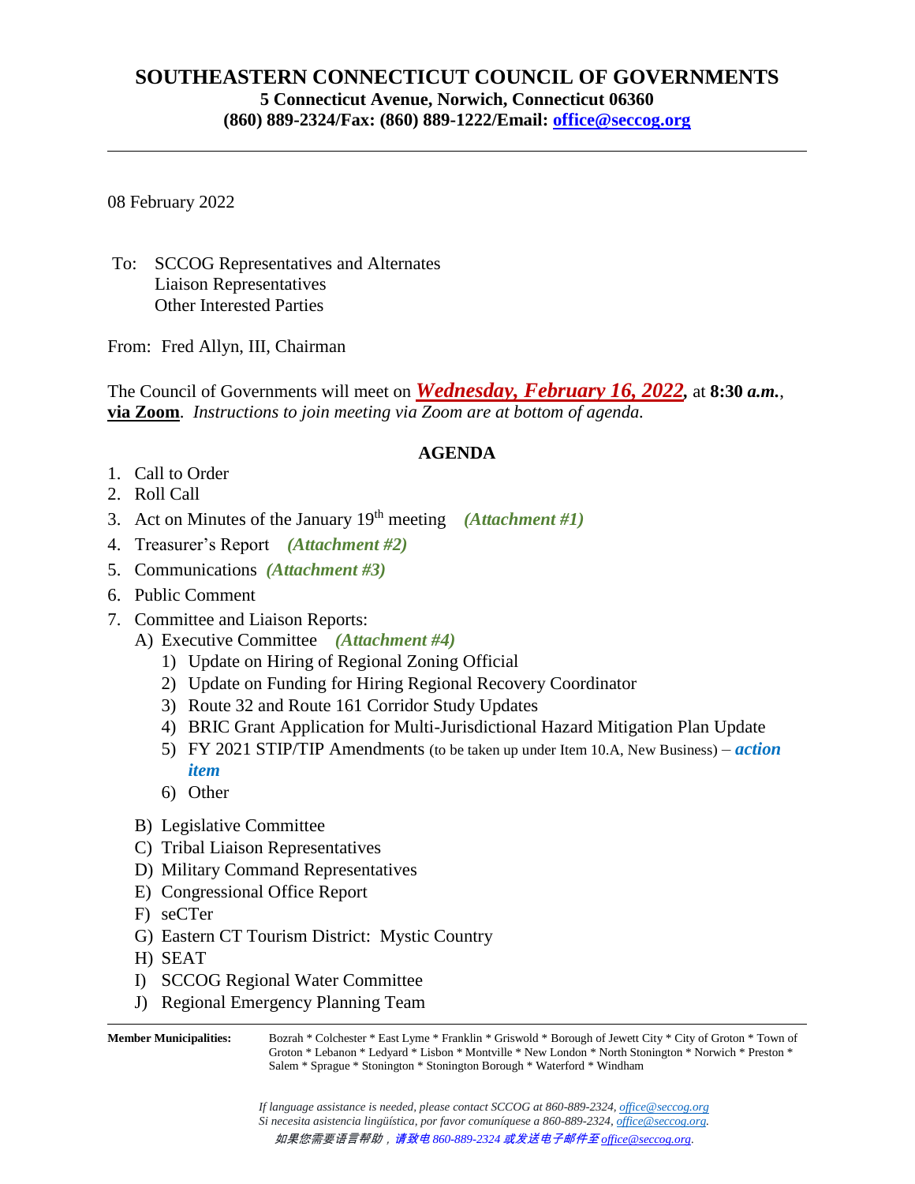# SOUTHEASTERN CONNECTICUT COUNCIL OF GOVERNMENTS

**5 Connecticut Avenue, Norwich, Connecticut 06360**
**(860) 889-2324/Fax: (860) 889-1222/Email: office@seccog.org**

---

08 February 2022

To: SCCOG Representatives and Alternates
Liaison Representatives
Other Interested Parties

From: Fred Allyn, III, Chairman

The Council of Governments will meet on ***Wednesday, February 16, 2022,*** at **8:30 *a.m.***, **via Zoom**. *Instructions to join meeting via Zoom are at bottom of agenda.*

## AGENDA

1. Call to Order
2. Roll Call
3. Act on Minutes of the January 19th meeting ***(Attachment #1)***
4. Treasurer's Report ***(Attachment #2)***
5. Communications ***(Attachment #3)***
6. Public Comment
7. Committee and Liaison Reports:
   - A) Executive Committee ***(Attachment #4)***
     1) Update on Hiring of Regional Zoning Official
     2) Update on Funding for Hiring Regional Recovery Coordinator
     3) Route 32 and Route 161 Corridor Study Updates
     4) BRIC Grant Application for Multi-Jurisdictional Hazard Mitigation Plan Update
     5) FY 2021 STIP/TIP Amendments (to be taken up under Item 10.A, New Business) – ***action item***
     6) Other
   - B) Legislative Committee
   - C) Tribal Liaison Representatives
   - D) Military Command Representatives
   - E) Congressional Office Report
   - F) seCTer
   - G) Eastern CT Tourism District: Mystic Country
   - H) SEAT
   - I) SCCOG Regional Water Committee
   - J) Regional Emergency Planning Team

---

**Member Municipalities:** Bozrah * Colchester * East Lyme * Franklin * Griswold * Borough of Jewett City * City of Groton * Town of Groton * Lebanon * Ledyard * Lisbon * Montville * New London * North Stonington * Norwich * Preston * Salem * Sprague * Stonington * Stonington Borough * Waterford * Windham

*If language assistance is needed, please contact SCCOG at 860-889-2324, office@seccog.org*
*Si necesita asistencia lingüística, por favor comuníquese a 860-889-2324, office@seccog.org.*
*如果您需要语言帮助，请致电 860-889-2324 或发送电子邮件至 office@seccog.org.*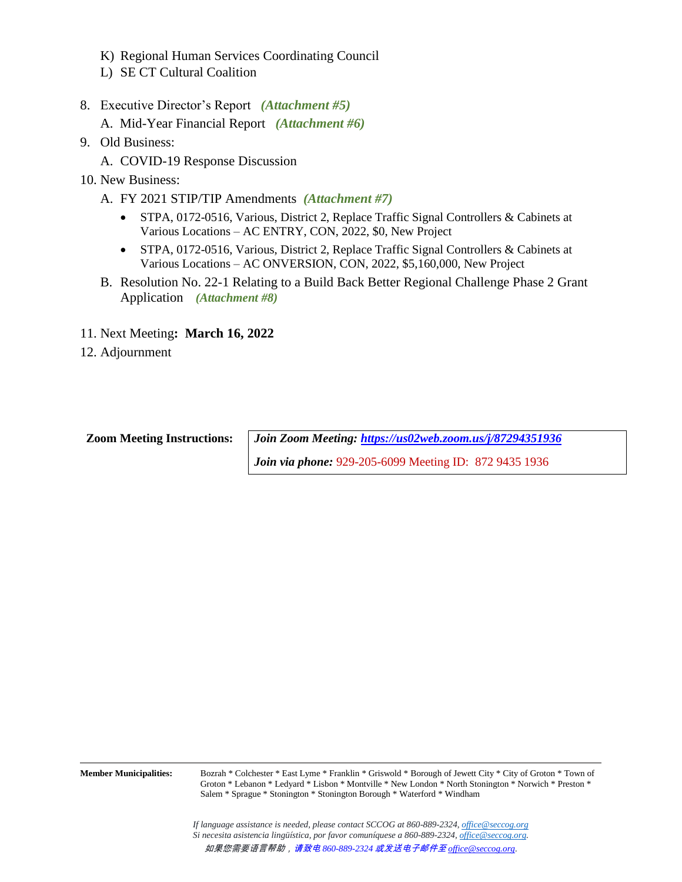K) Regional Human Services Coordinating Council
L) SE CT Cultural Coalition

8. Executive Director's Report ***(Attachment #5)***
   A. Mid-Year Financial Report ***(Attachment #6)***
9. Old Business:
   A. COVID-19 Response Discussion
10. New Business:
    A. FY 2021 STIP/TIP Amendments ***(Attachment #7)***
       - STPA, 0172-0516, Various, District 2, Replace Traffic Signal Controllers & Cabinets at Various Locations – AC ENTRY, CON, 2022, $0, New Project
       - STPA, 0172-0516, Various, District 2, Replace Traffic Signal Controllers & Cabinets at Various Locations – AC ONVERSION, CON, 2022, $5,160,000, New Project

    B. Resolution No. 22-1 Relating to a Build Back Better Regional Challenge Phase 2 Grant Application ***(Attachment #8)***

11. Next Meeting**: March 16, 2022**
12. Adjournment

| | |
|---|---|
| **Zoom Meeting Instructions:** | ***Join Zoom Meeting:*** ***https://us02web.zoom.us/j/87294351936*** |
| | ***Join via phone:*** 929-205-6099 Meeting ID: 872 9435 1936 |

**Member Municipalities:** Bozrah * Colchester * East Lyme * Franklin * Griswold * Borough of Jewett City * City of Groton * Town of Groton * Lebanon * Ledyard * Lisbon * Montville * New London * North Stonington * Norwich * Preston * Salem * Sprague * Stonington * Stonington Borough * Waterford * Windham

*If language assistance is needed, please contact SCCOG at 860-889-2324, office@seccog.org*
*Si necesita asistencia lingüística, por favor comuníquese a 860-889-2324, office@seccog.org.*
*如果您需要语言帮助，请致电 860-889-2324 或发送电子邮件至 office@seccog.org.*